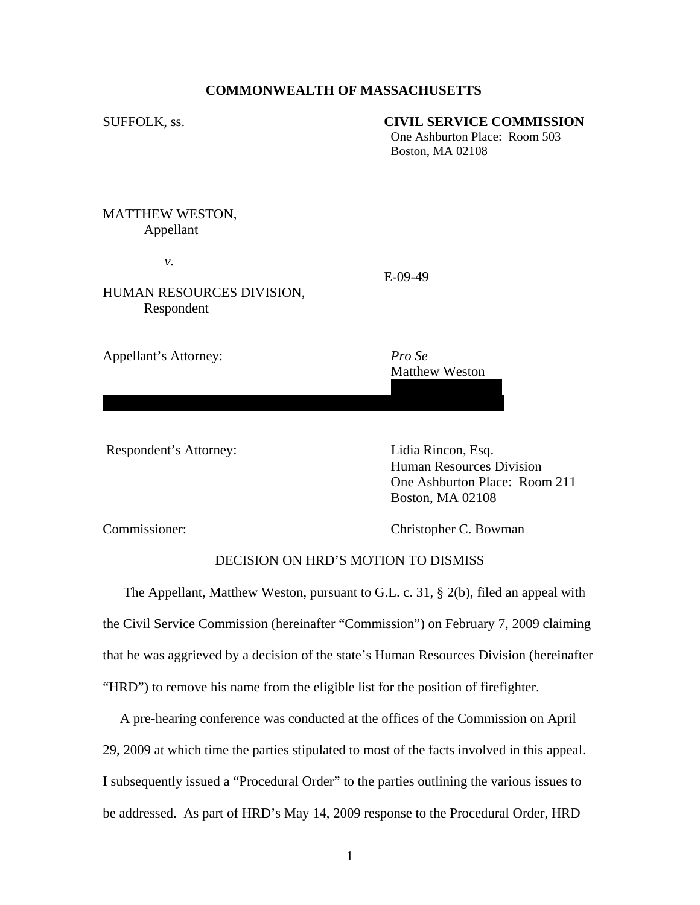**COMMONWEALTH OF MASSACHUSETTS**

SUFFOLK, ss.

**CIVIL SERVICE COMMISSION**
One Ashburton Place: Room 503
Boston, MA 02108

MATTHEW WESTON,
Appellant

*v.*

E-09-49

HUMAN RESOURCES DIVISION,
Respondent

Appellant's Attorney: *Pro Se*
Matthew Weston

Respondent's Attorney: Lidia Rincon, Esq.
Human Resources Division
One Ashburton Place: Room 211
Boston, MA 02108

Commissioner: Christopher C. Bowman

DECISION ON HRD'S MOTION TO DISMISS

The Appellant, Matthew Weston, pursuant to G.L. c. 31, § 2(b), filed an appeal with the Civil Service Commission (hereinafter "Commission") on February 7, 2009 claiming that he was aggrieved by a decision of the state's Human Resources Division (hereinafter "HRD") to remove his name from the eligible list for the position of firefighter.

A pre-hearing conference was conducted at the offices of the Commission on April 29, 2009 at which time the parties stipulated to most of the facts involved in this appeal. I subsequently issued a "Procedural Order" to the parties outlining the various issues to be addressed. As part of HRD's May 14, 2009 response to the Procedural Order, HRD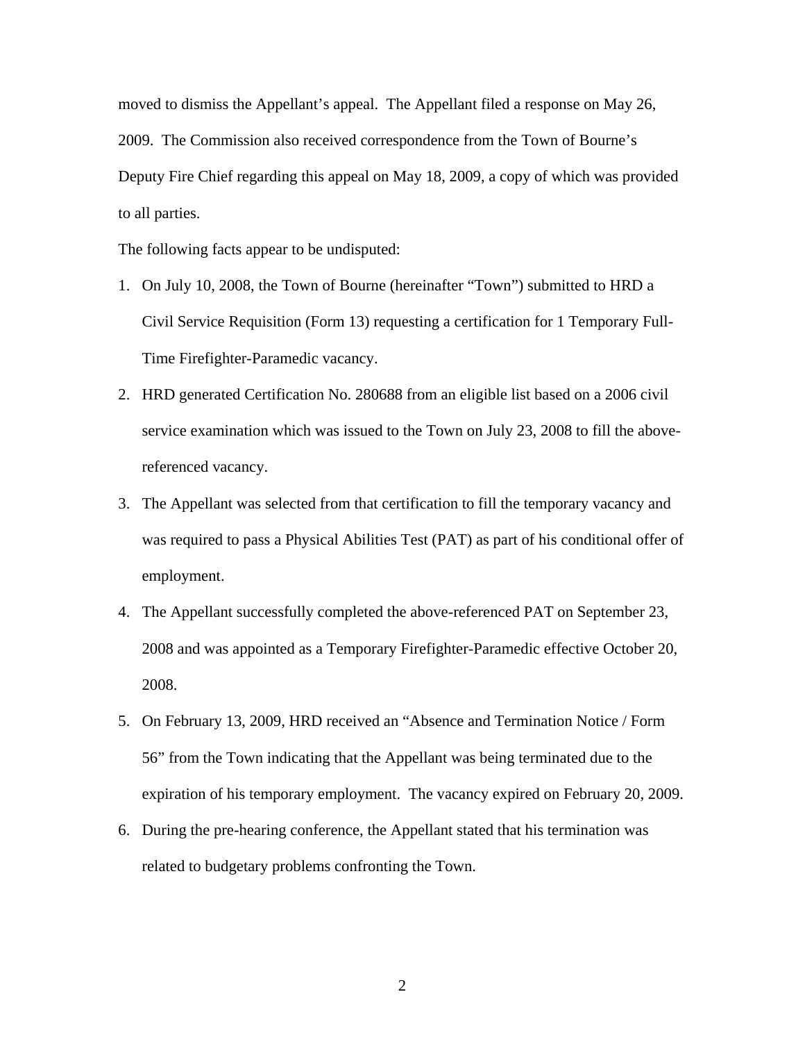moved to dismiss the Appellant's appeal. The Appellant filed a response on May 26, 2009. The Commission also received correspondence from the Town of Bourne's Deputy Fire Chief regarding this appeal on May 18, 2009, a copy of which was provided to all parties.

The following facts appear to be undisputed:

1. On July 10, 2008, the Town of Bourne (hereinafter "Town") submitted to HRD a Civil Service Requisition (Form 13) requesting a certification for 1 Temporary Full-Time Firefighter-Paramedic vacancy.
2. HRD generated Certification No. 280688 from an eligible list based on a 2006 civil service examination which was issued to the Town on July 23, 2008 to fill the above-referenced vacancy.
3. The Appellant was selected from that certification to fill the temporary vacancy and was required to pass a Physical Abilities Test (PAT) as part of his conditional offer of employment.
4. The Appellant successfully completed the above-referenced PAT on September 23, 2008 and was appointed as a Temporary Firefighter-Paramedic effective October 20, 2008.
5. On February 13, 2009, HRD received an "Absence and Termination Notice / Form 56" from the Town indicating that the Appellant was being terminated due to the expiration of his temporary employment. The vacancy expired on February 20, 2009.
6. During the pre-hearing conference, the Appellant stated that his termination was related to budgetary problems confronting the Town.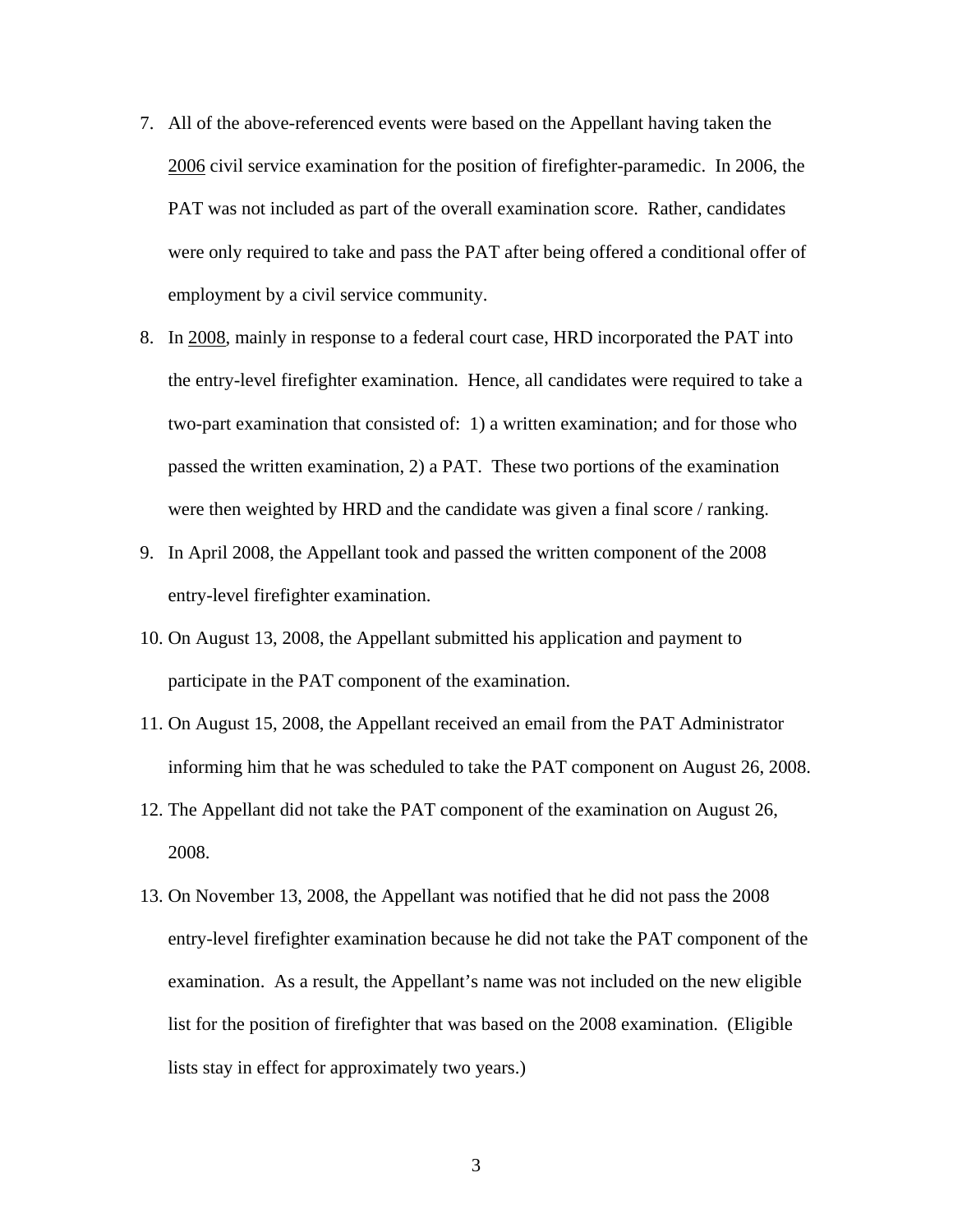7. All of the above-referenced events were based on the Appellant having taken the 2006 civil service examination for the position of firefighter-paramedic. In 2006, the PAT was not included as part of the overall examination score. Rather, candidates were only required to take and pass the PAT after being offered a conditional offer of employment by a civil service community.

8. In 2008, mainly in response to a federal court case, HRD incorporated the PAT into the entry-level firefighter examination. Hence, all candidates were required to take a two-part examination that consisted of: 1) a written examination; and for those who passed the written examination, 2) a PAT. These two portions of the examination were then weighted by HRD and the candidate was given a final score / ranking.

9. In April 2008, the Appellant took and passed the written component of the 2008 entry-level firefighter examination.

10. On August 13, 2008, the Appellant submitted his application and payment to participate in the PAT component of the examination.

11. On August 15, 2008, the Appellant received an email from the PAT Administrator informing him that he was scheduled to take the PAT component on August 26, 2008.

12. The Appellant did not take the PAT component of the examination on August 26, 2008.

13. On November 13, 2008, the Appellant was notified that he did not pass the 2008 entry-level firefighter examination because he did not take the PAT component of the examination. As a result, the Appellant's name was not included on the new eligible list for the position of firefighter that was based on the 2008 examination. (Eligible lists stay in effect for approximately two years.)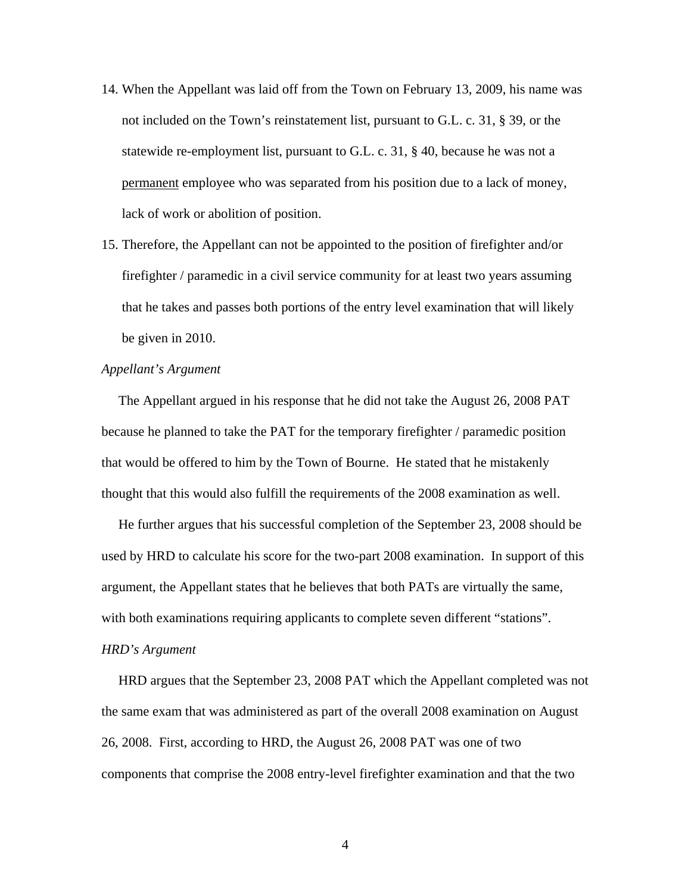14. When the Appellant was laid off from the Town on February 13, 2009, his name was not included on the Town's reinstatement list, pursuant to G.L. c. 31, § 39, or the statewide re-employment list, pursuant to G.L. c. 31, § 40, because he was not a <u>permanent</u> employee who was separated from his position due to a lack of money, lack of work or abolition of position.
15. Therefore, the Appellant can not be appointed to the position of firefighter and/or firefighter / paramedic in a civil service community for at least two years assuming that he takes and passes both portions of the entry level examination that will likely be given in 2010.

*Appellant's Argument*

The Appellant argued in his response that he did not take the August 26, 2008 PAT because he planned to take the PAT for the temporary firefighter / paramedic position that would be offered to him by the Town of Bourne. He stated that he mistakenly thought that this would also fulfill the requirements of the 2008 examination as well.

He further argues that his successful completion of the September 23, 2008 should be used by HRD to calculate his score for the two-part 2008 examination. In support of this argument, the Appellant states that he believes that both PATs are virtually the same, with both examinations requiring applicants to complete seven different "stations".

*HRD's Argument*

HRD argues that the September 23, 2008 PAT which the Appellant completed was not the same exam that was administered as part of the overall 2008 examination on August 26, 2008. First, according to HRD, the August 26, 2008 PAT was one of two components that comprise the 2008 entry-level firefighter examination and that the two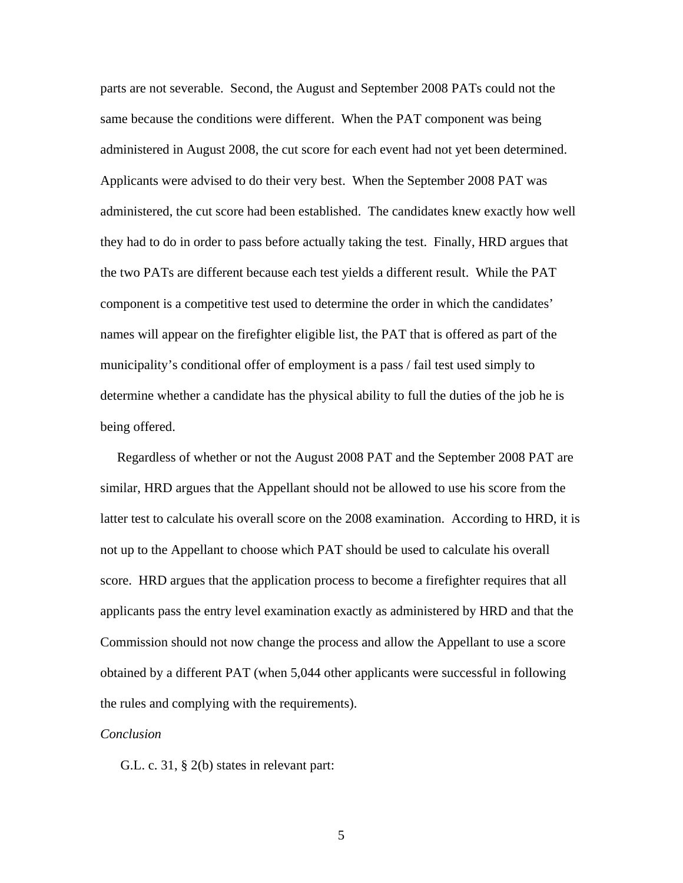parts are not severable. Second, the August and September 2008 PATs could not the same because the conditions were different. When the PAT component was being administered in August 2008, the cut score for each event had not yet been determined. Applicants were advised to do their very best. When the September 2008 PAT was administered, the cut score had been established. The candidates knew exactly how well they had to do in order to pass before actually taking the test. Finally, HRD argues that the two PATs are different because each test yields a different result. While the PAT component is a competitive test used to determine the order in which the candidates' names will appear on the firefighter eligible list, the PAT that is offered as part of the municipality's conditional offer of employment is a pass / fail test used simply to determine whether a candidate has the physical ability to full the duties of the job he is being offered.

Regardless of whether or not the August 2008 PAT and the September 2008 PAT are similar, HRD argues that the Appellant should not be allowed to use his score from the latter test to calculate his overall score on the 2008 examination. According to HRD, it is not up to the Appellant to choose which PAT should be used to calculate his overall score. HRD argues that the application process to become a firefighter requires that all applicants pass the entry level examination exactly as administered by HRD and that the Commission should not now change the process and allow the Appellant to use a score obtained by a different PAT (when 5,044 other applicants were successful in following the rules and complying with the requirements).

*Conclusion*

G.L. c. 31, § 2(b) states in relevant part: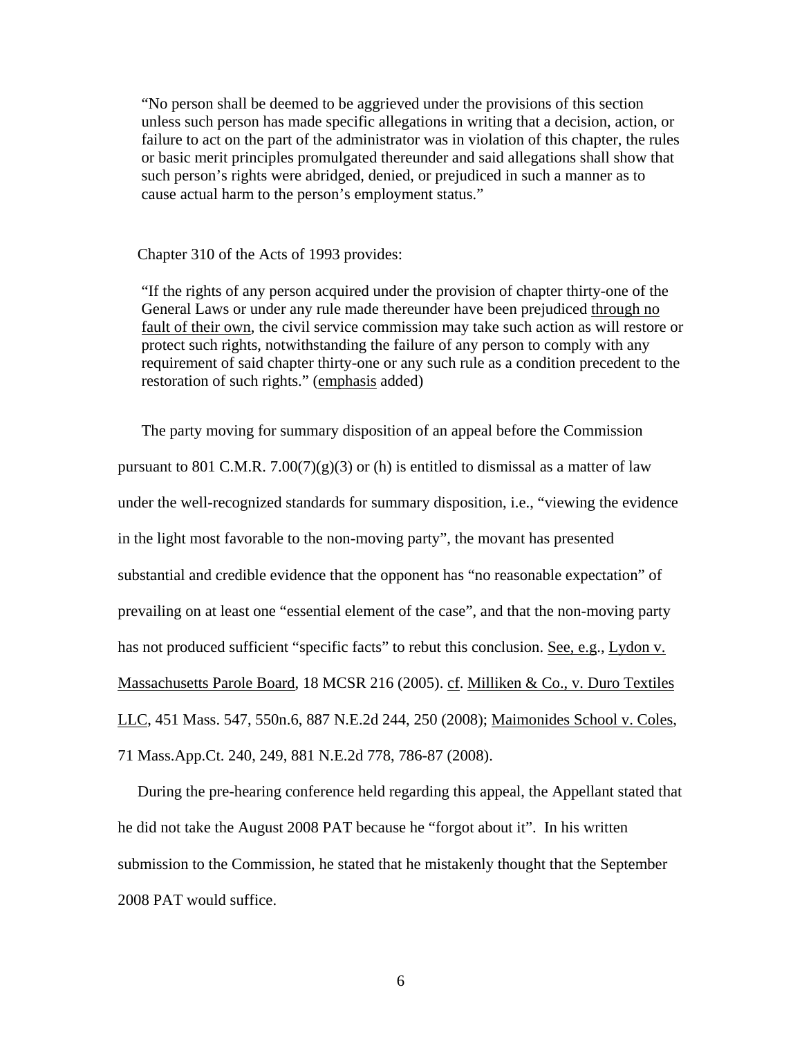> "No person shall be deemed to be aggrieved under the provisions of this section unless such person has made specific allegations in writing that a decision, action, or failure to act on the part of the administrator was in violation of this chapter, the rules or basic merit principles promulgated thereunder and said allegations shall show that such person's rights were abridged, denied, or prejudiced in such a manner as to cause actual harm to the person's employment status."

Chapter 310 of the Acts of 1993 provides:

> "If the rights of any person acquired under the provision of chapter thirty-one of the General Laws or under any rule made thereunder have been prejudiced <u>through no fault of their own</u>, the civil service commission may take such action as will restore or protect such rights, notwithstanding the failure of any person to comply with any requirement of said chapter thirty-one or any such rule as a condition precedent to the restoration of such rights." (<u>emphasis</u> added)

The party moving for summary disposition of an appeal before the Commission pursuant to 801 C.M.R. 7.00(7)(g)(3) or (h) is entitled to dismissal as a matter of law under the well-recognized standards for summary disposition, i.e., "viewing the evidence in the light most favorable to the non-moving party", the movant has presented substantial and credible evidence that the opponent has "no reasonable expectation" of prevailing on at least one "essential element of the case", and that the non-moving party has not produced sufficient "specific facts" to rebut this conclusion. <u>See, e.g.</u>, <u>Lydon v. Massachusetts Parole Board</u>, 18 MCSR 216 (2005). <u>cf</u>. <u>Milliken & Co., v. Duro Textiles LLC</u>, 451 Mass. 547, 550n.6, 887 N.E.2d 244, 250 (2008); <u>Maimonides School v. Coles</u>, 71 Mass.App.Ct. 240, 249, 881 N.E.2d 778, 786-87 (2008).

During the pre-hearing conference held regarding this appeal, the Appellant stated that he did not take the August 2008 PAT because he "forgot about it". In his written submission to the Commission, he stated that he mistakenly thought that the September 2008 PAT would suffice.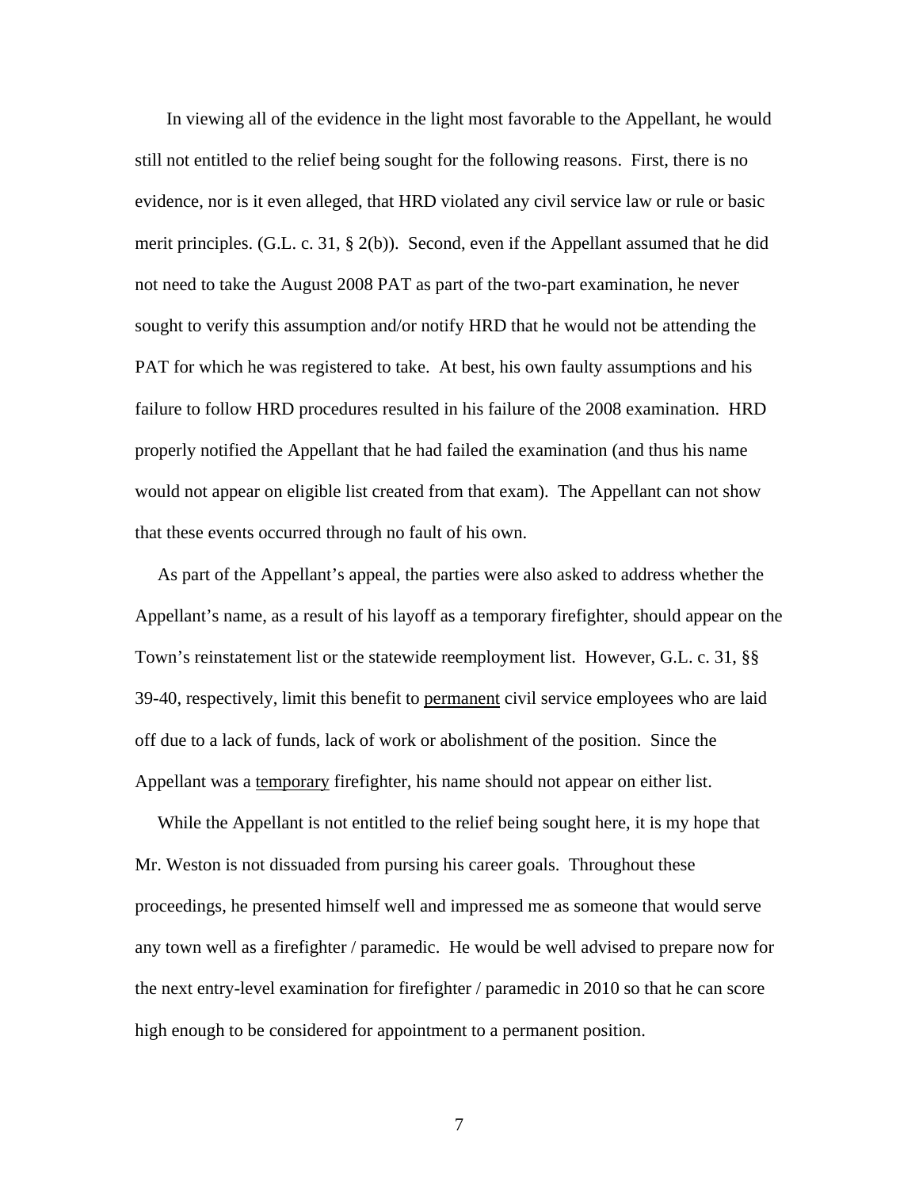In viewing all of the evidence in the light most favorable to the Appellant, he would still not entitled to the relief being sought for the following reasons. First, there is no evidence, nor is it even alleged, that HRD violated any civil service law or rule or basic merit principles. (G.L. c. 31, § 2(b)). Second, even if the Appellant assumed that he did not need to take the August 2008 PAT as part of the two-part examination, he never sought to verify this assumption and/or notify HRD that he would not be attending the PAT for which he was registered to take. At best, his own faulty assumptions and his failure to follow HRD procedures resulted in his failure of the 2008 examination. HRD properly notified the Appellant that he had failed the examination (and thus his name would not appear on eligible list created from that exam). The Appellant can not show that these events occurred through no fault of his own.

As part of the Appellant's appeal, the parties were also asked to address whether the Appellant's name, as a result of his layoff as a temporary firefighter, should appear on the Town's reinstatement list or the statewide reemployment list. However, G.L. c. 31, §§ 39-40, respectively, limit this benefit to <u>permanent</u> civil service employees who are laid off due to a lack of funds, lack of work or abolishment of the position. Since the Appellant was a <u>temporary</u> firefighter, his name should not appear on either list.

While the Appellant is not entitled to the relief being sought here, it is my hope that Mr. Weston is not dissuaded from pursing his career goals. Throughout these proceedings, he presented himself well and impressed me as someone that would serve any town well as a firefighter / paramedic. He would be well advised to prepare now for the next entry-level examination for firefighter / paramedic in 2010 so that he can score high enough to be considered for appointment to a permanent position.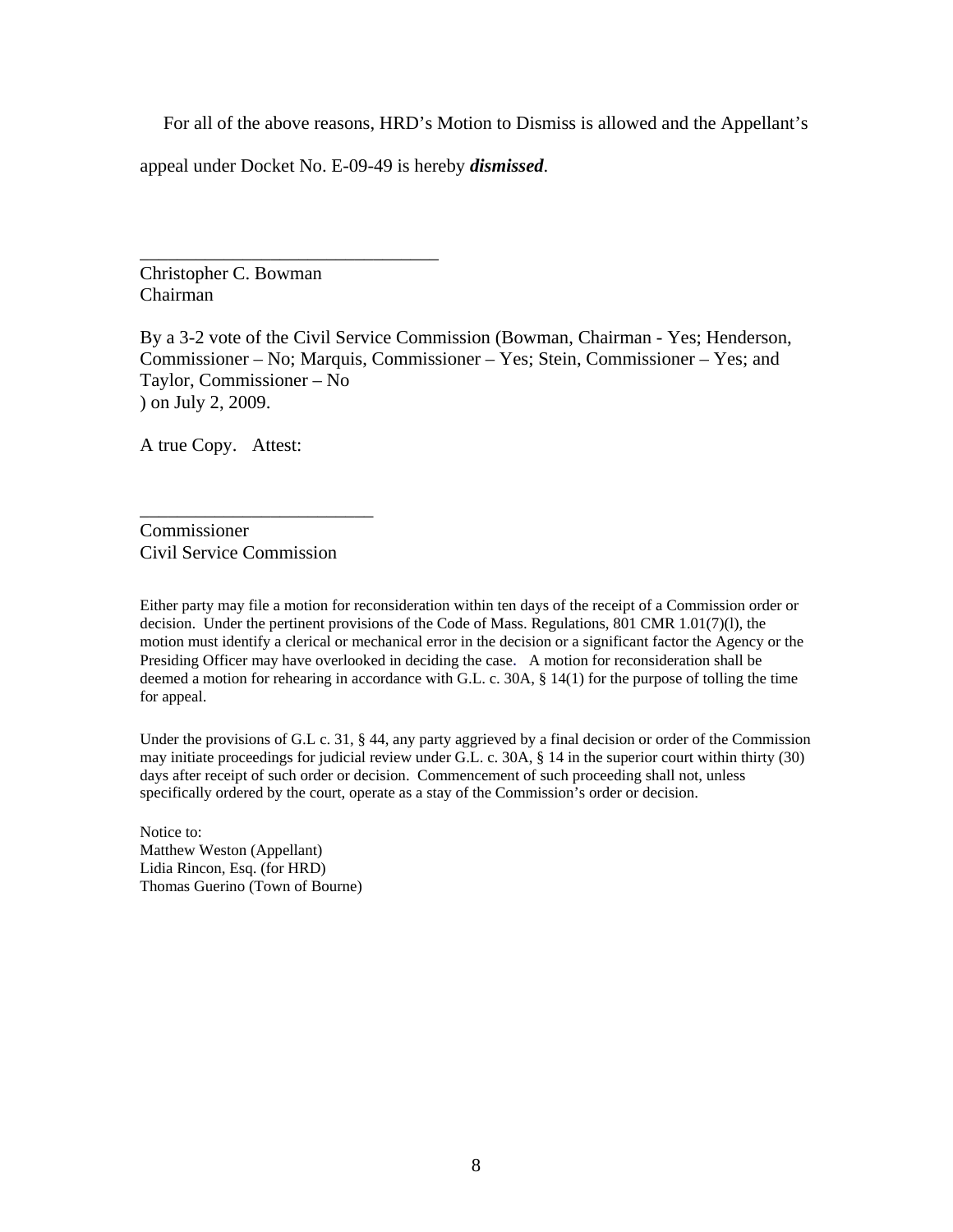For all of the above reasons, HRD's Motion to Dismiss is allowed and the Appellant's appeal under Docket No. E-09-49 is hereby ***dismissed***.

\_\_\_\_\_\_\_\_\_\_\_\_\_\_\_\_\_\_\_\_\_\_\_\_\_\_\_\_\_\_\_\_

Christopher C. Bowman
Chairman

By a 3-2 vote of the Civil Service Commission (Bowman, Chairman - Yes; Henderson, Commissioner – No; Marquis, Commissioner – Yes; Stein, Commissioner – Yes; and Taylor, Commissioner – No
) on July 2, 2009.

A true Copy. Attest:

\_\_\_\_\_\_\_\_\_\_\_\_\_\_\_\_\_\_\_\_\_\_\_\_\_\_

Commissioner
Civil Service Commission

Either party may file a motion for reconsideration within ten days of the receipt of a Commission order or decision. Under the pertinent provisions of the Code of Mass. Regulations, 801 CMR 1.01(7)(l), the motion must identify a clerical or mechanical error in the decision or a significant factor the Agency or the Presiding Officer may have overlooked in deciding the case. A motion for reconsideration shall be deemed a motion for rehearing in accordance with G.L. c. 30A, § 14(1) for the purpose of tolling the time for appeal.

Under the provisions of G.L c. 31, § 44, any party aggrieved by a final decision or order of the Commission may initiate proceedings for judicial review under G.L. c. 30A, § 14 in the superior court within thirty (30) days after receipt of such order or decision. Commencement of such proceeding shall not, unless specifically ordered by the court, operate as a stay of the Commission's order or decision.

Notice to:
Matthew Weston (Appellant)
Lidia Rincon, Esq. (for HRD)
Thomas Guerino (Town of Bourne)